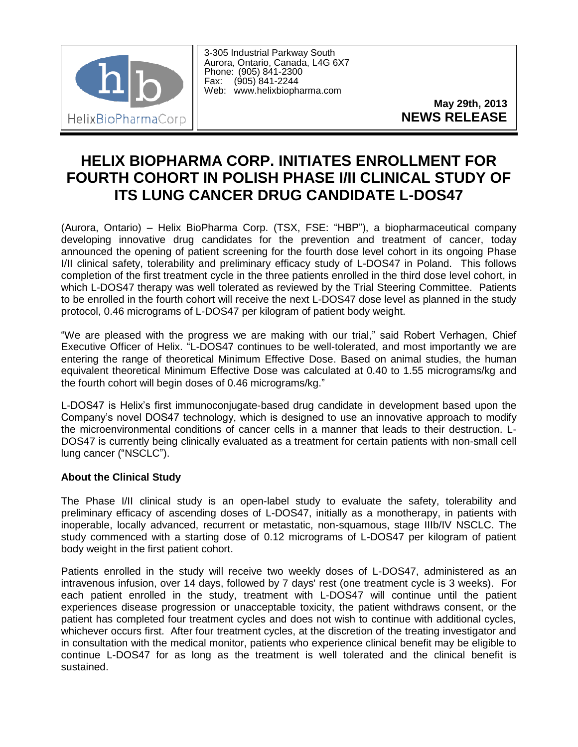HelixBioPharmaCorp

3-305 Industrial Parkway South
Aurora, Ontario, Canada, L4G 6X7
Phone: (905) 841-2300
Fax: (905) 841-2244
Web: www.helixbiopharma.com

**May 29th, 2013**
**NEWS RELEASE**

# HELIX BIOPHARMA CORP. INITIATES ENROLLMENT FOR FOURTH COHORT IN POLISH PHASE I/II CLINICAL STUDY OF ITS LUNG CANCER DRUG CANDIDATE L-DOS47

(Aurora, Ontario) – Helix BioPharma Corp. (TSX, FSE: "HBP"), a biopharmaceutical company developing innovative drug candidates for the prevention and treatment of cancer, today announced the opening of patient screening for the fourth dose level cohort in its ongoing Phase I/II clinical safety, tolerability and preliminary efficacy study of L-DOS47 in Poland. This follows completion of the first treatment cycle in the three patients enrolled in the third dose level cohort, in which L-DOS47 therapy was well tolerated as reviewed by the Trial Steering Committee. Patients to be enrolled in the fourth cohort will receive the next L-DOS47 dose level as planned in the study protocol, 0.46 micrograms of L-DOS47 per kilogram of patient body weight.

"We are pleased with the progress we are making with our trial," said Robert Verhagen, Chief Executive Officer of Helix. "L-DOS47 continues to be well-tolerated, and most importantly we are entering the range of theoretical Minimum Effective Dose. Based on animal studies, the human equivalent theoretical Minimum Effective Dose was calculated at 0.40 to 1.55 micrograms/kg and the fourth cohort will begin doses of 0.46 micrograms/kg."

L-DOS47 is Helix's first immunoconjugate-based drug candidate in development based upon the Company's novel DOS47 technology, which is designed to use an innovative approach to modify the microenvironmental conditions of cancer cells in a manner that leads to their destruction. L-DOS47 is currently being clinically evaluated as a treatment for certain patients with non-small cell lung cancer ("NSCLC").

**About the Clinical Study**

The Phase I/II clinical study is an open-label study to evaluate the safety, tolerability and preliminary efficacy of ascending doses of L-DOS47, initially as a monotherapy, in patients with inoperable, locally advanced, recurrent or metastatic, non-squamous, stage IIIb/IV NSCLC. The study commenced with a starting dose of 0.12 micrograms of L-DOS47 per kilogram of patient body weight in the first patient cohort.

Patients enrolled in the study will receive two weekly doses of L-DOS47, administered as an intravenous infusion, over 14 days, followed by 7 days' rest (one treatment cycle is 3 weeks). For each patient enrolled in the study, treatment with L-DOS47 will continue until the patient experiences disease progression or unacceptable toxicity, the patient withdraws consent, or the patient has completed four treatment cycles and does not wish to continue with additional cycles, whichever occurs first. After four treatment cycles, at the discretion of the treating investigator and in consultation with the medical monitor, patients who experience clinical benefit may be eligible to continue L-DOS47 for as long as the treatment is well tolerated and the clinical benefit is sustained.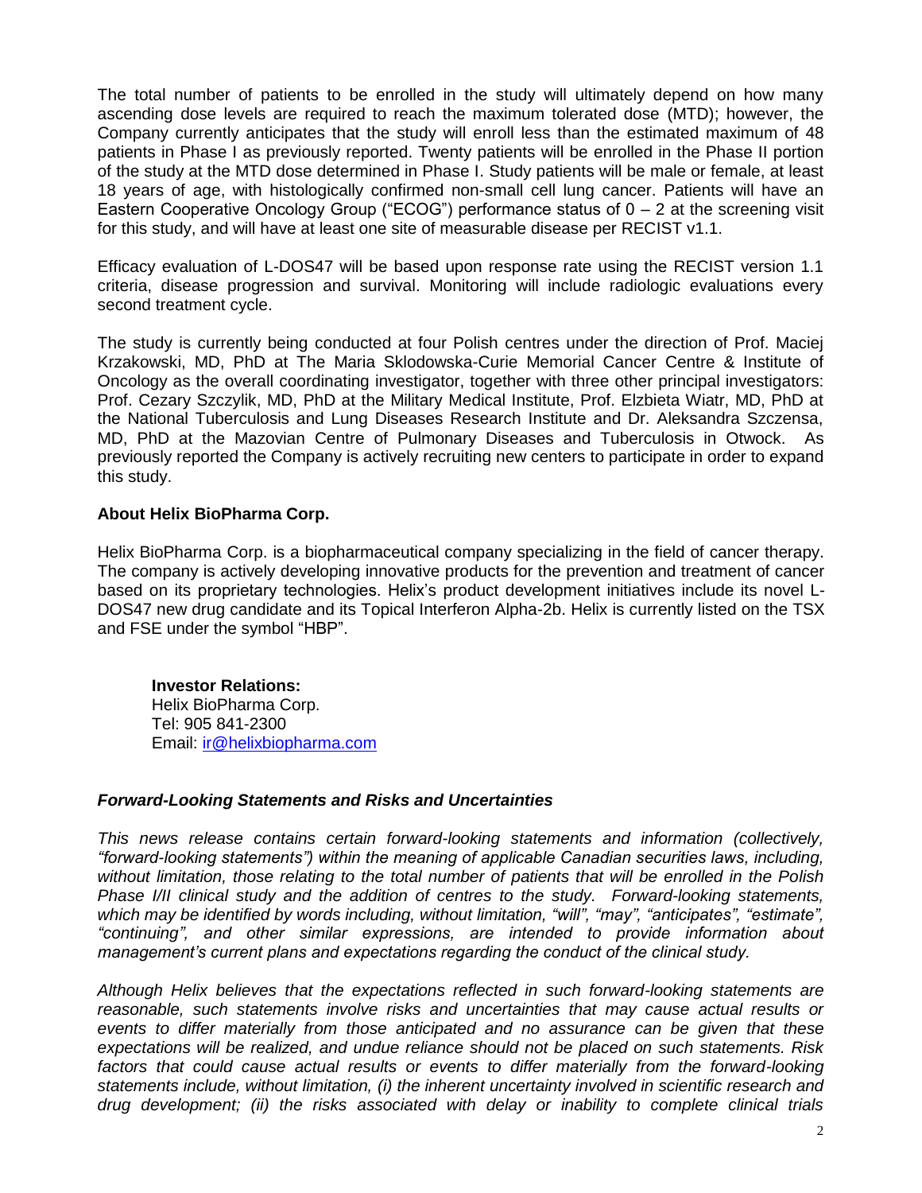The total number of patients to be enrolled in the study will ultimately depend on how many ascending dose levels are required to reach the maximum tolerated dose (MTD); however, the Company currently anticipates that the study will enroll less than the estimated maximum of 48 patients in Phase I as previously reported. Twenty patients will be enrolled in the Phase II portion of the study at the MTD dose determined in Phase I. Study patients will be male or female, at least 18 years of age, with histologically confirmed non-small cell lung cancer. Patients will have an Eastern Cooperative Oncology Group ("ECOG") performance status of 0 – 2 at the screening visit for this study, and will have at least one site of measurable disease per RECIST v1.1.

Efficacy evaluation of L-DOS47 will be based upon response rate using the RECIST version 1.1 criteria, disease progression and survival. Monitoring will include radiologic evaluations every second treatment cycle.

The study is currently being conducted at four Polish centres under the direction of Prof. Maciej Krzakowski, MD, PhD at The Maria Sklodowska-Curie Memorial Cancer Centre & Institute of Oncology as the overall coordinating investigator, together with three other principal investigators: Prof. Cezary Szczylik, MD, PhD at the Military Medical Institute, Prof. Elzbieta Wiatr, MD, PhD at the National Tuberculosis and Lung Diseases Research Institute and Dr. Aleksandra Szczensa, MD, PhD at the Mazovian Centre of Pulmonary Diseases and Tuberculosis in Otwock. As previously reported the Company is actively recruiting new centers to participate in order to expand this study.

**About Helix BioPharma Corp.**

Helix BioPharma Corp. is a biopharmaceutical company specializing in the field of cancer therapy. The company is actively developing innovative products for the prevention and treatment of cancer based on its proprietary technologies. Helix's product development initiatives include its novel L-DOS47 new drug candidate and its Topical Interferon Alpha-2b. Helix is currently listed on the TSX and FSE under the symbol "HBP".

**Investor Relations:**
Helix BioPharma Corp.
Tel: 905 841-2300
Email: ir@helixbiopharma.com

***Forward-Looking Statements and Risks and Uncertainties***

*This news release contains certain forward-looking statements and information (collectively, "forward-looking statements") within the meaning of applicable Canadian securities laws, including, without limitation, those relating to the total number of patients that will be enrolled in the Polish Phase I/II clinical study and the addition of centres to the study. Forward-looking statements, which may be identified by words including, without limitation, "will", "may", "anticipates", "estimate", "continuing", and other similar expressions, are intended to provide information about management's current plans and expectations regarding the conduct of the clinical study.*

*Although Helix believes that the expectations reflected in such forward-looking statements are reasonable, such statements involve risks and uncertainties that may cause actual results or events to differ materially from those anticipated and no assurance can be given that these expectations will be realized, and undue reliance should not be placed on such statements. Risk factors that could cause actual results or events to differ materially from the forward-looking statements include, without limitation, (i) the inherent uncertainty involved in scientific research and drug development; (ii) the risks associated with delay or inability to complete clinical trials*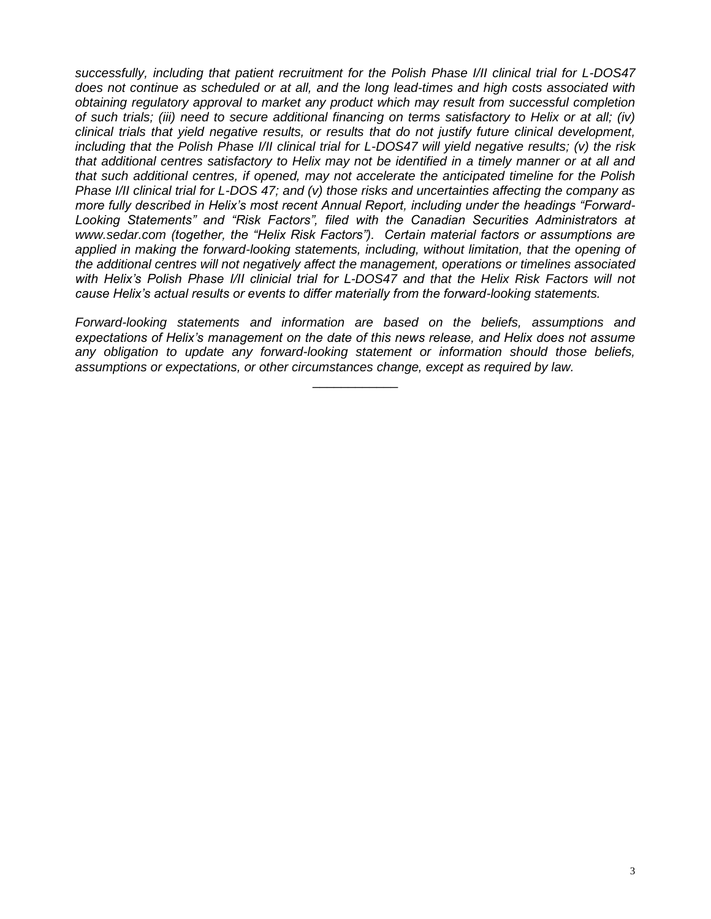*successfully, including that patient recruitment for the Polish Phase I/II clinical trial for L-DOS47 does not continue as scheduled or at all, and the long lead-times and high costs associated with obtaining regulatory approval to market any product which may result from successful completion of such trials; (iii) need to secure additional financing on terms satisfactory to Helix or at all; (iv) clinical trials that yield negative results, or results that do not justify future clinical development, including that the Polish Phase I/II clinical trial for L-DOS47 will yield negative results; (v) the risk that additional centres satisfactory to Helix may not be identified in a timely manner or at all and that such additional centres, if opened, may not accelerate the anticipated timeline for the Polish Phase I/II clinical trial for L-DOS 47; and (v) those risks and uncertainties affecting the company as more fully described in Helix's most recent Annual Report, including under the headings "Forward-Looking Statements" and "Risk Factors", filed with the Canadian Securities Administrators at www.sedar.com (together, the "Helix Risk Factors"). Certain material factors or assumptions are applied in making the forward-looking statements, including, without limitation, that the opening of the additional centres will not negatively affect the management, operations or timelines associated with Helix's Polish Phase I/II clinicial trial for L-DOS47 and that the Helix Risk Factors will not cause Helix's actual results or events to differ materially from the forward-looking statements.*

*Forward-looking statements and information are based on the beliefs, assumptions and expectations of Helix's management on the date of this news release, and Helix does not assume any obligation to update any forward-looking statement or information should those beliefs, assumptions or expectations, or other circumstances change, except as required by law.*

---